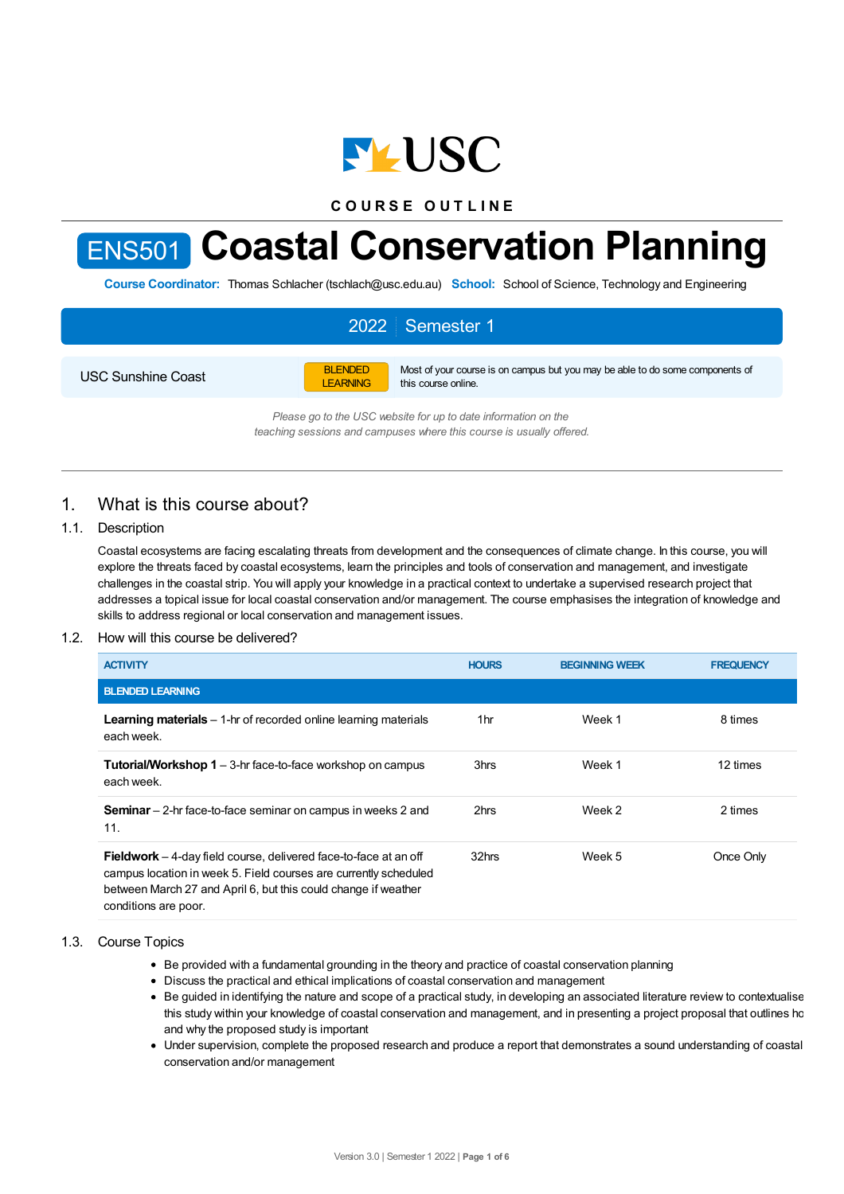COURSE OUTLINE

# ENS501 Coastal Conservation Planning

**Course Coordinator:** Thomas Schlacher (tschlach@usc.edu.au) **School:** School of Science, Technology and Engineering

## 2022 | Semester 1

| | | |
|---|---|---|
| USC Sunshine Coast | BLENDED LEARNING | Most of your course is on campus but you may be able to do some components of this course online. |

*Please go to the USC website for up to date information on the teaching sessions and campuses where this course is usually offered.*

## 1. What is this course about?

### 1.1. Description

Coastal ecosystems are facing escalating threats from development and the consequences of climate change. In this course, you will explore the threats faced by coastal ecosystems, learn the principles and tools of conservation and management, and investigate challenges in the coastal strip. You will apply your knowledge in a practical context to undertake a supervised research project that addresses a topical issue for local coastal conservation and/or management. The course emphasises the integration of knowledge and skills to address regional or local conservation and management issues.

### 1.2. How will this course be delivered?

| ACTIVITY | HOURS | BEGINNING WEEK | FREQUENCY |
|---|---|---|---|
| **BLENDED LEARNING** | | | |
| **Learning materials** – 1-hr of recorded online learning materials each week. | 1hr | Week 1 | 8 times |
| **Tutorial/Workshop 1** – 3-hr face-to-face workshop on campus each week. | 3hrs | Week 1 | 12 times |
| **Seminar** – 2-hr face-to-face seminar on campus in weeks 2 and 11. | 2hrs | Week 2 | 2 times |
| **Fieldwork** – 4-day field course, delivered face-to-face at an off campus location in week 5. Field courses are currently scheduled between March 27 and April 6, but this could change if weather conditions are poor. | 32hrs | Week 5 | Once Only |

### 1.3. Course Topics

- Be provided with a fundamental grounding in the theory and practice of coastal conservation planning
- Discuss the practical and ethical implications of coastal conservation and management
- Be guided in identifying the nature and scope of a practical study, in developing an associated literature review to contextualise this study within your knowledge of coastal conservation and management, and in presenting a project proposal that outlines ho and why the proposed study is important
- Under supervision, complete the proposed research and produce a report that demonstrates a sound understanding of coastal conservation and/or management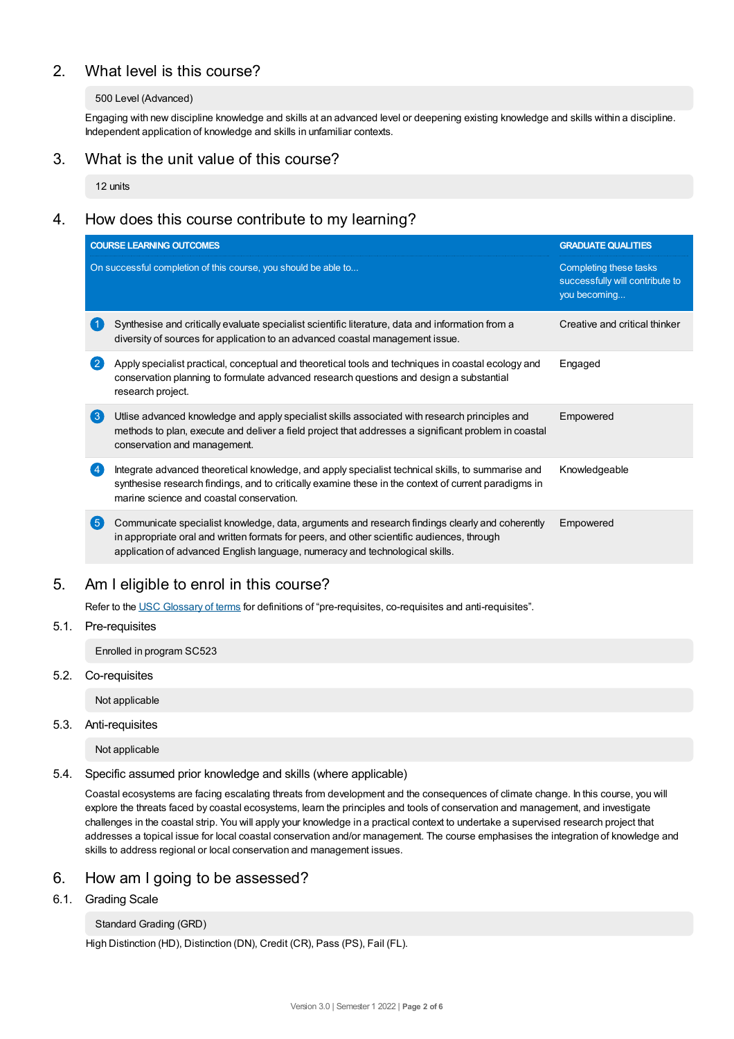## 2. What level is this course?

500 Level (Advanced)

Engaging with new discipline knowledge and skills at an advanced level or deepening existing knowledge and skills within a discipline. Independent application of knowledge and skills in unfamiliar contexts.

## 3. What is the unit value of this course?

12 units

## 4. How does this course contribute to my learning?

| COURSE LEARNING OUTCOMES<br>On successful completion of this course, you should be able to... | GRADUATE QUALITIES<br>Completing these tasks successfully will contribute to you becoming... |
|---|---|
| 1 Synthesise and critically evaluate specialist scientific literature, data and information from a diversity of sources for application to an advanced coastal management issue. | Creative and critical thinker |
| 2 Apply specialist practical, conceptual and theoretical tools and techniques in coastal ecology and conservation planning to formulate advanced research questions and design a substantial research project. | Engaged |
| 3 Utlise advanced knowledge and apply specialist skills associated with research principles and methods to plan, execute and deliver a field project that addresses a significant problem in coastal conservation and management. | Empowered |
| 4 Integrate advanced theoretical knowledge, and apply specialist technical skills, to summarise and synthesise research findings, and to critically examine these in the context of current paradigms in marine science and coastal conservation. | Knowledgeable |
| 5 Communicate specialist knowledge, data, arguments and research findings clearly and coherently in appropriate oral and written formats for peers, and other scientific audiences, through application of advanced English language, numeracy and technological skills. | Empowered |

## 5. Am I eligible to enrol in this course?

Refer to the USC Glossary of terms for definitions of "pre-requisites, co-requisites and anti-requisites".

### 5.1. Pre-requisites

Enrolled in program SC523

### 5.2. Co-requisites

Not applicable

### 5.3. Anti-requisites

Not applicable

### 5.4. Specific assumed prior knowledge and skills (where applicable)

Coastal ecosystems are facing escalating threats from development and the consequences of climate change. In this course, you will explore the threats faced by coastal ecosystems, learn the principles and tools of conservation and management, and investigate challenges in the coastal strip. You will apply your knowledge in a practical context to undertake a supervised research project that addresses a topical issue for local coastal conservation and/or management. The course emphasises the integration of knowledge and skills to address regional or local conservation and management issues.

## 6. How am I going to be assessed?

### 6.1. Grading Scale

Standard Grading (GRD)

High Distinction (HD), Distinction (DN), Credit (CR), Pass (PS), Fail (FL).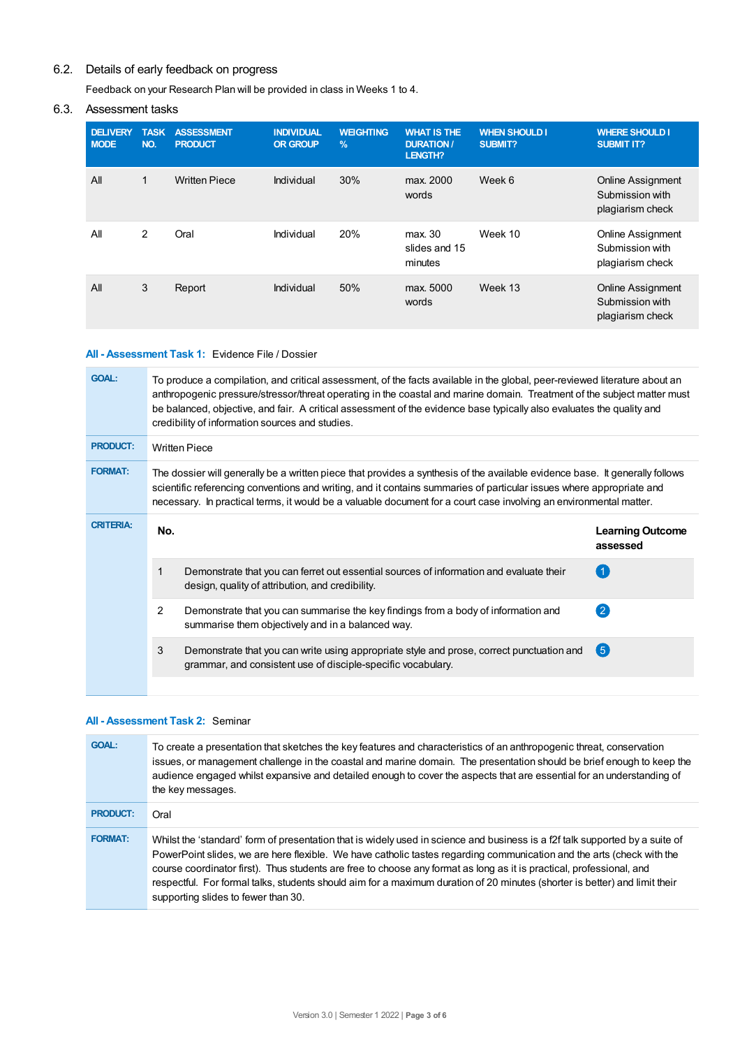## 6.2. Details of early feedback on progress

Feedback on your Research Plan will be provided in class in Weeks 1 to 4.

## 6.3. Assessment tasks

| DELIVERY MODE | TASK NO. | ASSESSMENT PRODUCT | INDIVIDUAL OR GROUP | WEIGHTING % | WHAT IS THE DURATION / LENGTH? | WHEN SHOULD I SUBMIT? | WHERE SHOULD I SUBMIT IT? |
|---|---|---|---|---|---|---|---|
| All | 1 | Written Piece | Individual | 30% | max. 2000 words | Week 6 | Online Assignment Submission with plagiarism check |
| All | 2 | Oral | Individual | 20% | max. 30 slides and 15 minutes | Week 10 | Online Assignment Submission with plagiarism check |
| All | 3 | Report | Individual | 50% | max. 5000 words | Week 13 | Online Assignment Submission with plagiarism check |

### All - Assessment Task 1: Evidence File / Dossier

**GOAL:** To produce a compilation, and critical assessment, of the facts available in the global, peer-reviewed literature about an anthropogenic pressure/stressor/threat operating in the coastal and marine domain. Treatment of the subject matter must be balanced, objective, and fair. A critical assessment of the evidence base typically also evaluates the quality and credibility of information sources and studies.

**PRODUCT:** Written Piece

**FORMAT:** The dossier will generally be a written piece that provides a synthesis of the available evidence base. It generally follows scientific referencing conventions and writing, and it contains summaries of particular issues where appropriate and necessary. In practical terms, it would be a valuable document for a court case involving an environmental matter.

**CRITERIA:**

| No. | | Learning Outcome assessed |
|---|---|---|
| 1 | Demonstrate that you can ferret out essential sources of information and evaluate their design, quality of attribution, and credibility. | 1 |
| 2 | Demonstrate that you can summarise the key findings from a body of information and summarise them objectively and in a balanced way. | 2 |
| 3 | Demonstrate that you can write using appropriate style and prose, correct punctuation and grammar, and consistent use of disciple-specific vocabulary. | 5 |

### All - Assessment Task 2: Seminar

**GOAL:** To create a presentation that sketches the key features and characteristics of an anthropogenic threat, conservation issues, or management challenge in the coastal and marine domain. The presentation should be brief enough to keep the audience engaged whilst expansive and detailed enough to cover the aspects that are essential for an understanding of the key messages.

**PRODUCT:** Oral

**FORMAT:** Whilst the 'standard' form of presentation that is widely used in science and business is a f2f talk supported by a suite of PowerPoint slides, we are here flexible. We have catholic tastes regarding communication and the arts (check with the course coordinator first). Thus students are free to choose any format as long as it is practical, professional, and respectful. For formal talks, students should aim for a maximum duration of 20 minutes (shorter is better) and limit their supporting slides to fewer than 30.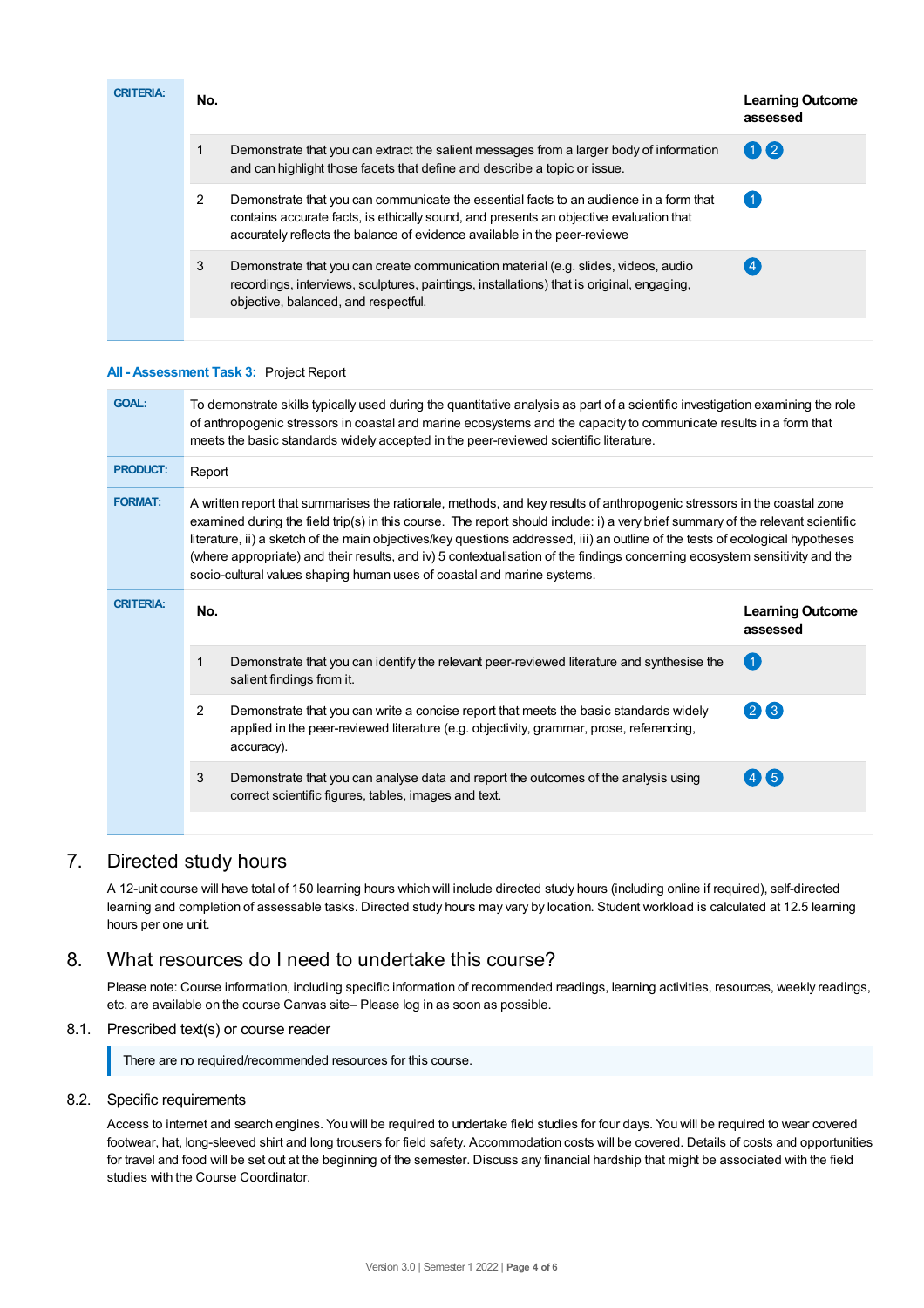**CRITERIA:**

| No. | | Learning Outcome assessed |
|---|---|---|
| 1 | Demonstrate that you can extract the salient messages from a larger body of information and can highlight those facets that define and describe a topic or issue. | 1 2 |
| 2 | Demonstrate that you can communicate the essential facts to an audience in a form that contains accurate facts, is ethically sound, and presents an objective evaluation that accurately reflects the balance of evidence available in the peer-reviewe | 1 |
| 3 | Demonstrate that you can create communication material (e.g. slides, videos, audio recordings, interviews, sculptures, paintings, installations) that is original, engaging, objective, balanced, and respectful. | 4 |

**All - Assessment Task 3:** Project Report

**GOAL:** To demonstrate skills typically used during the quantitative analysis as part of a scientific investigation examining the role of anthropogenic stressors in coastal and marine ecosystems and the capacity to communicate results in a form that meets the basic standards widely accepted in the peer-reviewed scientific literature.

**PRODUCT:** Report

**FORMAT:** A written report that summarises the rationale, methods, and key results of anthropogenic stressors in the coastal zone examined during the field trip(s) in this course. The report should include: i) a very brief summary of the relevant scientific literature, ii) a sketch of the main objectives/key questions addressed, iii) an outline of the tests of ecological hypotheses (where appropriate) and their results, and iv) 5 contextualisation of the findings concerning ecosystem sensitivity and the socio-cultural values shaping human uses of coastal and marine systems.

**CRITERIA:**

| No. | | Learning Outcome assessed |
|---|---|---|
| 1 | Demonstrate that you can identify the relevant peer-reviewed literature and synthesise the salient findings from it. | 1 |
| 2 | Demonstrate that you can write a concise report that meets the basic standards widely applied in the peer-reviewed literature (e.g. objectivity, grammar, prose, referencing, accuracy). | 2 3 |
| 3 | Demonstrate that you can analyse data and report the outcomes of the analysis using correct scientific figures, tables, images and text. | 4 5 |

## 7. Directed study hours

A 12-unit course will have total of 150 learning hours which will include directed study hours (including online if required), self-directed learning and completion of assessable tasks. Directed study hours may vary by location. Student workload is calculated at 12.5 learning hours per one unit.

## 8. What resources do I need to undertake this course?

Please note: Course information, including specific information of recommended readings, learning activities, resources, weekly readings, etc. are available on the course Canvas site– Please log in as soon as possible.

### 8.1. Prescribed text(s) or course reader

There are no required/recommended resources for this course.

### 8.2. Specific requirements

Access to internet and search engines. You will be required to undertake field studies for four days. You will be required to wear covered footwear, hat, long-sleeved shirt and long trousers for field safety. Accommodation costs will be covered. Details of costs and opportunities for travel and food will be set out at the beginning of the semester. Discuss any financial hardship that might be associated with the field studies with the Course Coordinator.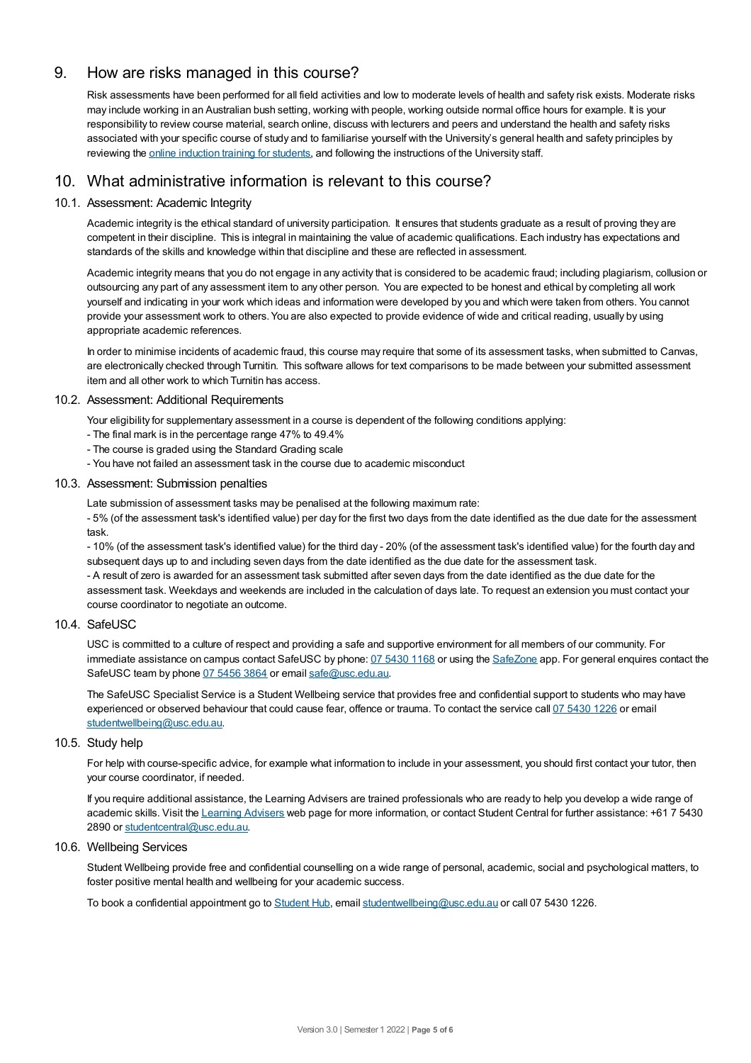## 9. How are risks managed in this course?

Risk assessments have been performed for all field activities and low to moderate levels of health and safety risk exists. Moderate risks may include working in an Australian bush setting, working with people, working outside normal office hours for example. It is your responsibility to review course material, search online, discuss with lecturers and peers and understand the health and safety risks associated with your specific course of study and to familiarise yourself with the University's general health and safety principles by reviewing the online induction training for students, and following the instructions of the University staff.

## 10. What administrative information is relevant to this course?

### 10.1. Assessment: Academic Integrity

Academic integrity is the ethical standard of university participation. It ensures that students graduate as a result of proving they are competent in their discipline. This is integral in maintaining the value of academic qualifications. Each industry has expectations and standards of the skills and knowledge within that discipline and these are reflected in assessment.

Academic integrity means that you do not engage in any activity that is considered to be academic fraud; including plagiarism, collusion or outsourcing any part of any assessment item to any other person. You are expected to be honest and ethical by completing all work yourself and indicating in your work which ideas and information were developed by you and which were taken from others. You cannot provide your assessment work to others. You are also expected to provide evidence of wide and critical reading, usually by using appropriate academic references.

In order to minimise incidents of academic fraud, this course may require that some of its assessment tasks, when submitted to Canvas, are electronically checked through Turnitin. This software allows for text comparisons to be made between your submitted assessment item and all other work to which Turnitin has access.

### 10.2. Assessment: Additional Requirements

Your eligibility for supplementary assessment in a course is dependent of the following conditions applying:

- The final mark is in the percentage range 47% to 49.4%
- The course is graded using the Standard Grading scale
- You have not failed an assessment task in the course due to academic misconduct

### 10.3. Assessment: Submission penalties

Late submission of assessment tasks may be penalised at the following maximum rate:

- 5% (of the assessment task's identified value) per day for the first two days from the date identified as the due date for the assessment task.

- 10% (of the assessment task's identified value) for the third day - 20% (of the assessment task's identified value) for the fourth day and subsequent days up to and including seven days from the date identified as the due date for the assessment task.

- A result of zero is awarded for an assessment task submitted after seven days from the date identified as the due date for the assessment task. Weekdays and weekends are included in the calculation of days late. To request an extension you must contact your course coordinator to negotiate an outcome.

### 10.4. SafeUSC

USC is committed to a culture of respect and providing a safe and supportive environment for all members of our community. For immediate assistance on campus contact SafeUSC by phone: 07 5430 1168 or using the SafeZone app. For general enquires contact the SafeUSC team by phone 07 5456 3864 or email safe@usc.edu.au.

The SafeUSC Specialist Service is a Student Wellbeing service that provides free and confidential support to students who may have experienced or observed behaviour that could cause fear, offence or trauma. To contact the service call 07 5430 1226 or email studentwellbeing@usc.edu.au.

### 10.5. Study help

For help with course-specific advice, for example what information to include in your assessment, you should first contact your tutor, then your course coordinator, if needed.

If you require additional assistance, the Learning Advisers are trained professionals who are ready to help you develop a wide range of academic skills. Visit the Learning Advisers web page for more information, or contact Student Central for further assistance: +61 7 5430 2890 or studentcentral@usc.edu.au.

### 10.6. Wellbeing Services

Student Wellbeing provide free and confidential counselling on a wide range of personal, academic, social and psychological matters, to foster positive mental health and wellbeing for your academic success.

To book a confidential appointment go to Student Hub, email studentwellbeing@usc.edu.au or call 07 5430 1226.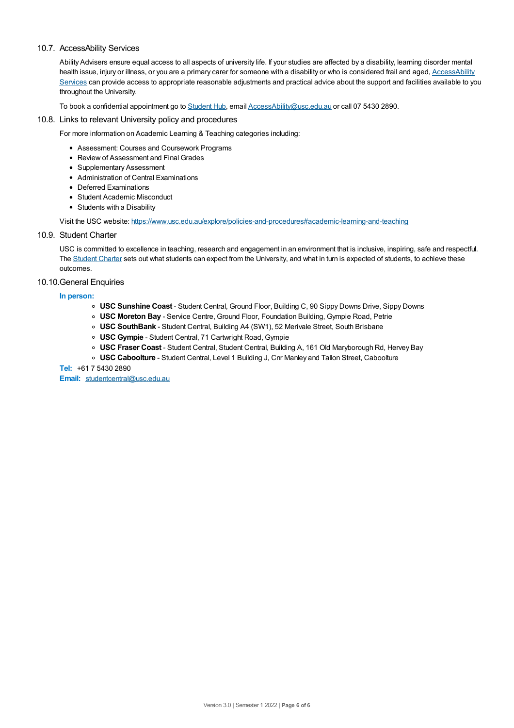### 10.7. AccessAbility Services

Ability Advisers ensure equal access to all aspects of university life. If your studies are affected by a disability, learning disorder mental health issue, injury or illness, or you are a primary carer for someone with a disability or who is considered frail and aged, AccessAbility Services can provide access to appropriate reasonable adjustments and practical advice about the support and facilities available to you throughout the University.

To book a confidential appointment go to Student Hub, email AccessAbility@usc.edu.au or call 07 5430 2890.

### 10.8. Links to relevant University policy and procedures

For more information on Academic Learning & Teaching categories including:

- Assessment: Courses and Coursework Programs
- Review of Assessment and Final Grades
- Supplementary Assessment
- Administration of Central Examinations
- Deferred Examinations
- Student Academic Misconduct
- Students with a Disability

Visit the USC website: https://www.usc.edu.au/explore/policies-and-procedures#academic-learning-and-teaching

### 10.9. Student Charter

USC is committed to excellence in teaching, research and engagement in an environment that is inclusive, inspiring, safe and respectful. The Student Charter sets out what students can expect from the University, and what in turn is expected of students, to achieve these outcomes.

### 10.10. General Enquiries

**In person:**

- **USC Sunshine Coast** - Student Central, Ground Floor, Building C, 90 Sippy Downs Drive, Sippy Downs
- **USC Moreton Bay** - Service Centre, Ground Floor, Foundation Building, Gympie Road, Petrie
- **USC SouthBank** - Student Central, Building A4 (SW1), 52 Merivale Street, South Brisbane
- **USC Gympie** - Student Central, 71 Cartwright Road, Gympie
- **USC Fraser Coast** - Student Central, Student Central, Building A, 161 Old Maryborough Rd, Hervey Bay
- **USC Caboolture** - Student Central, Level 1 Building J, Cnr Manley and Tallon Street, Caboolture

**Tel:** +61 7 5430 2890

**Email:** studentcentral@usc.edu.au